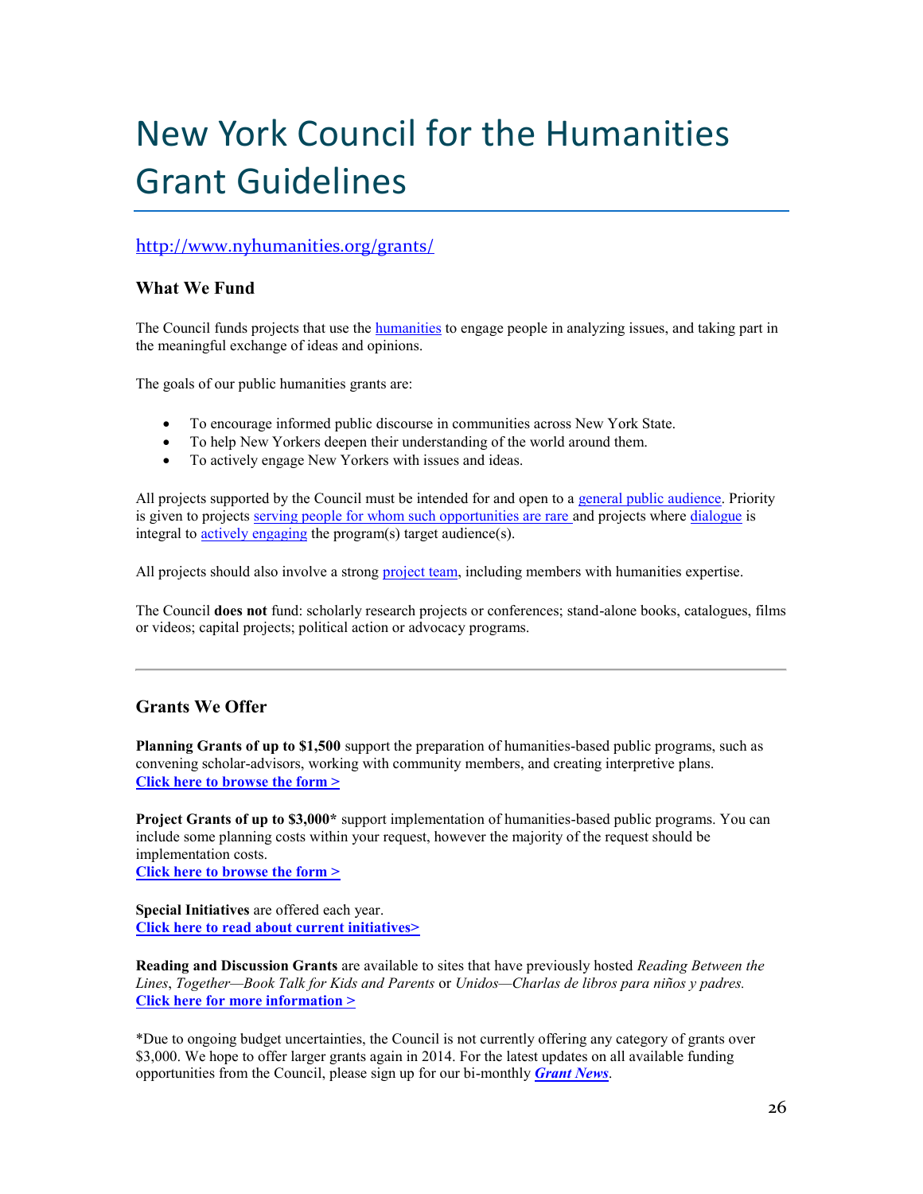# New York Council for the Humanities Grant Guidelines

http://www.nyhumanities.org/grants/

### What We Fund

The Council funds projects that use the humanities to engage people in analyzing issues, and taking part in the meaningful exchange of ideas and opinions.

The goals of our public humanities grants are:

- To encourage informed public discourse in communities across New York State.
- To help New Yorkers deepen their understanding of the world around them.
- To actively engage New Yorkers with issues and ideas.

All projects supported by the Council must be intended for and open to a general public audience. Priority is given to projects serving people for whom such opportunities are rare and projects where dialogue is integral to actively engaging the program(s) target audience(s).

All projects should also involve a strong project team, including members with humanities expertise.

The Council **does not** fund: scholarly research projects or conferences; stand-alone books, catalogues, films or videos; capital projects; political action or advocacy programs.

---

### Grants We Offer

**Planning Grants of up to $1,500** support the preparation of humanities-based public programs, such as convening scholar-advisors, working with community members, and creating interpretive plans.
**Click here to browse the form >**

**Project Grants of up to $3,000*** support implementation of humanities-based public programs. You can include some planning costs within your request, however the majority of the request should be implementation costs.
**Click here to browse the form >**

**Special Initiatives** are offered each year.
**Click here to read about current initiatives>**

**Reading and Discussion Grants** are available to sites that have previously hosted *Reading Between the Lines*, *Together—Book Talk for Kids and Parents* or *Unidos—Charlas de libros para niños y padres.*
**Click here for more information >**

*Due to ongoing budget uncertainties, the Council is not currently offering any category of grants over $3,000. We hope to offer larger grants again in 2014. For the latest updates on all available funding opportunities from the Council, please sign up for our bi-monthly ***Grant News***.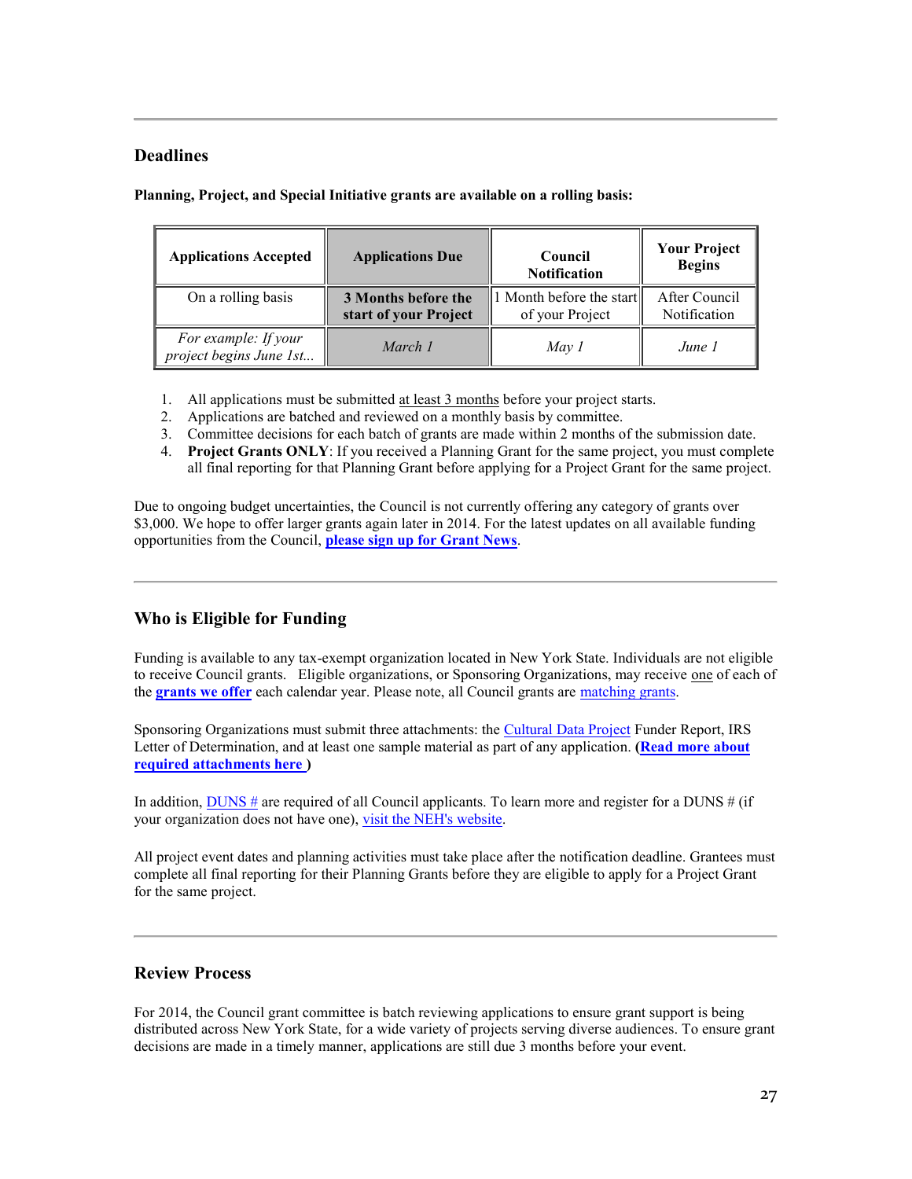## Deadlines

**Planning, Project, and Special Initiative grants are available on a rolling basis:**

| **Applications Accepted** | **Applications Due** | **Council Notification** | **Your Project Begins** |
|---|---|---|---|
| On a rolling basis | **3 Months before the start of your Project** | 1 Month before the start of your Project | After Council Notification |
| *For example: If your project begins June 1st...* | *March 1* | *May 1* | *June 1* |

1. All applications must be submitted at least 3 months before your project starts.
2. Applications are batched and reviewed on a monthly basis by committee.
3. Committee decisions for each batch of grants are made within 2 months of the submission date.
4. **Project Grants ONLY**: If you received a Planning Grant for the same project, you must complete all final reporting for that Planning Grant before applying for a Project Grant for the same project.

Due to ongoing budget uncertainties, the Council is not currently offering any category of grants over $3,000. We hope to offer larger grants again later in 2014. For the latest updates on all available funding opportunities from the Council, **please sign up for Grant News**.

## Who is Eligible for Funding

Funding is available to any tax-exempt organization located in New York State. Individuals are not eligible to receive Council grants. Eligible organizations, or Sponsoring Organizations, may receive one of each of the **grants we offer** each calendar year. Please note, all Council grants are matching grants.

Sponsoring Organizations must submit three attachments: the Cultural Data Project Funder Report, IRS Letter of Determination, and at least one sample material as part of any application. **(Read more about required attachments here )**

In addition, DUNS # are required of all Council applicants. To learn more and register for a DUNS # (if your organization does not have one), visit the NEH's website.

All project event dates and planning activities must take place after the notification deadline. Grantees must complete all final reporting for their Planning Grants before they are eligible to apply for a Project Grant for the same project.

## Review Process

For 2014, the Council grant committee is batch reviewing applications to ensure grant support is being distributed across New York State, for a wide variety of projects serving diverse audiences. To ensure grant decisions are made in a timely manner, applications are still due 3 months before your event.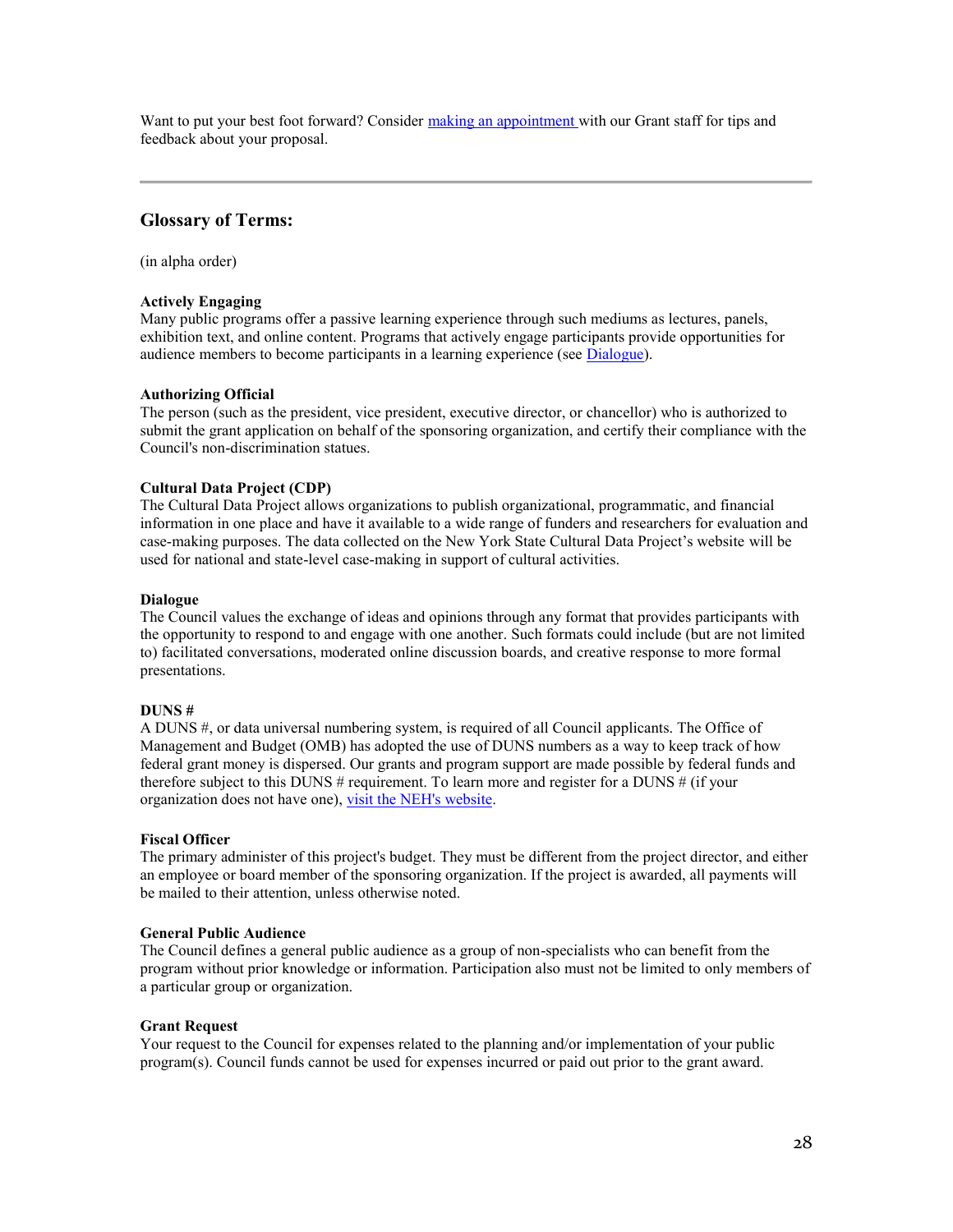Want to put your best foot forward? Consider [making an appointment](#) with our Grant staff for tips and feedback about your proposal.

---

## Glossary of Terms:

(in alpha order)

**Actively Engaging**
Many public programs offer a passive learning experience through such mediums as lectures, panels, exhibition text, and online content. Programs that actively engage participants provide opportunities for audience members to become participants in a learning experience (see [Dialogue](#)).

**Authorizing Official**
The person (such as the president, vice president, executive director, or chancellor) who is authorized to submit the grant application on behalf of the sponsoring organization, and certify their compliance with the Council's non-discrimination statues.

**Cultural Data Project (CDP)**
The Cultural Data Project allows organizations to publish organizational, programmatic, and financial information in one place and have it available to a wide range of funders and researchers for evaluation and case-making purposes. The data collected on the New York State Cultural Data Project's website will be used for national and state-level case-making in support of cultural activities.

**Dialogue**
The Council values the exchange of ideas and opinions through any format that provides participants with the opportunity to respond to and engage with one another. Such formats could include (but are not limited to) facilitated conversations, moderated online discussion boards, and creative response to more formal presentations.

**DUNS #**
A DUNS #, or data universal numbering system, is required of all Council applicants. The Office of Management and Budget (OMB) has adopted the use of DUNS numbers as a way to keep track of how federal grant money is dispersed. Our grants and program support are made possible by federal funds and therefore subject to this DUNS # requirement. To learn more and register for a DUNS # (if your organization does not have one), [visit the NEH's website](#).

**Fiscal Officer**
The primary administer of this project's budget. They must be different from the project director, and either an employee or board member of the sponsoring organization. If the project is awarded, all payments will be mailed to their attention, unless otherwise noted.

**General Public Audience**
The Council defines a general public audience as a group of non-specialists who can benefit from the program without prior knowledge or information. Participation also must not be limited to only members of a particular group or organization.

**Grant Request**
Your request to the Council for expenses related to the planning and/or implementation of your public program(s). Council funds cannot be used for expenses incurred or paid out prior to the grant award.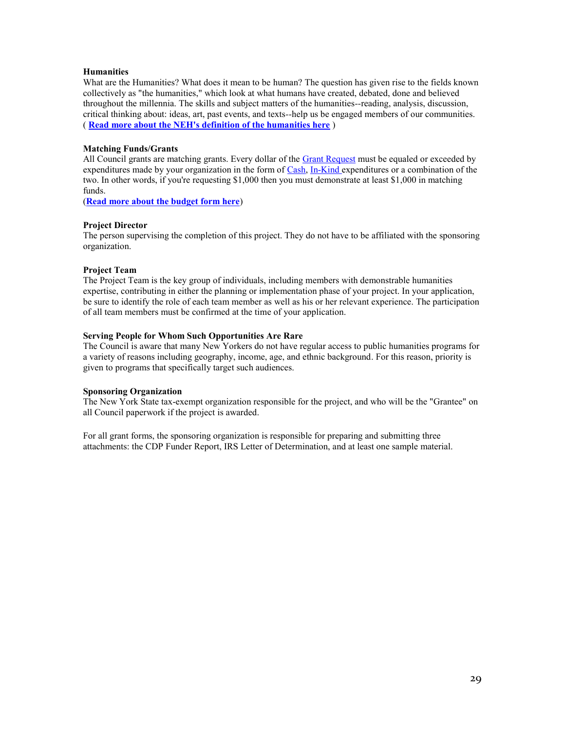**Humanities**

What are the Humanities? What does it mean to be human? The question has given rise to the fields known collectively as "the humanities," which look at what humans have created, debated, done and believed throughout the millennia. The skills and subject matters of the humanities--reading, analysis, discussion, critical thinking about: ideas, art, past events, and texts--help us be engaged members of our communities. ( **Read more about the NEH's definition of the humanities here** )

**Matching Funds/Grants**

All Council grants are matching grants. Every dollar of the Grant Request must be equaled or exceeded by expenditures made by your organization in the form of Cash, In-Kind expenditures or a combination of the two. In other words, if you're requesting $1,000 then you must demonstrate at least $1,000 in matching funds.

(**Read more about the budget form here**)

**Project Director**

The person supervising the completion of this project. They do not have to be affiliated with the sponsoring organization.

**Project Team**

The Project Team is the key group of individuals, including members with demonstrable humanities expertise, contributing in either the planning or implementation phase of your project. In your application, be sure to identify the role of each team member as well as his or her relevant experience. The participation of all team members must be confirmed at the time of your application.

**Serving People for Whom Such Opportunities Are Rare**

The Council is aware that many New Yorkers do not have regular access to public humanities programs for a variety of reasons including geography, income, age, and ethnic background. For this reason, priority is given to programs that specifically target such audiences.

**Sponsoring Organization**

The New York State tax-exempt organization responsible for the project, and who will be the "Grantee" on all Council paperwork if the project is awarded.

For all grant forms, the sponsoring organization is responsible for preparing and submitting three attachments: the CDP Funder Report, IRS Letter of Determination, and at least one sample material.